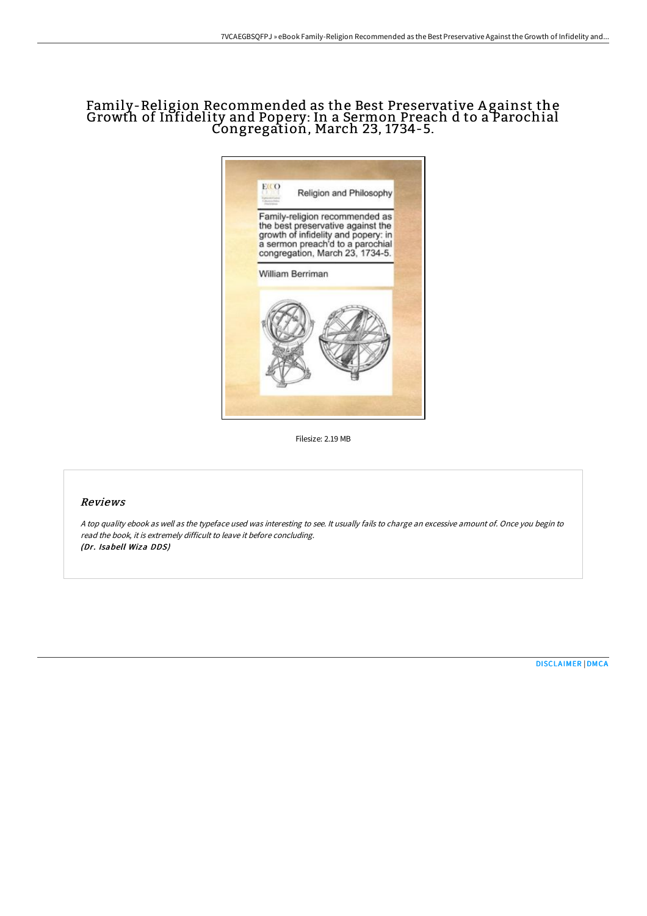# Family-Religion Recommended as the Best Preservative Against the Growth of Infidelity and Popery: In a Sermon Preach d to a Parochial Congregation, March 23, 1734-5.

Filesize: 2.19 MB

## Reviews

*A top quality ebook as well as the typeface used was interesting to see. It usually fails to charge an excessive amount of. Once you begin to read the book, it is extremely difficult to leave it before concluding.*
***(Dr. Isabell Wiza DDS)***

[DISCLAIMER](#) | [DMCA](#)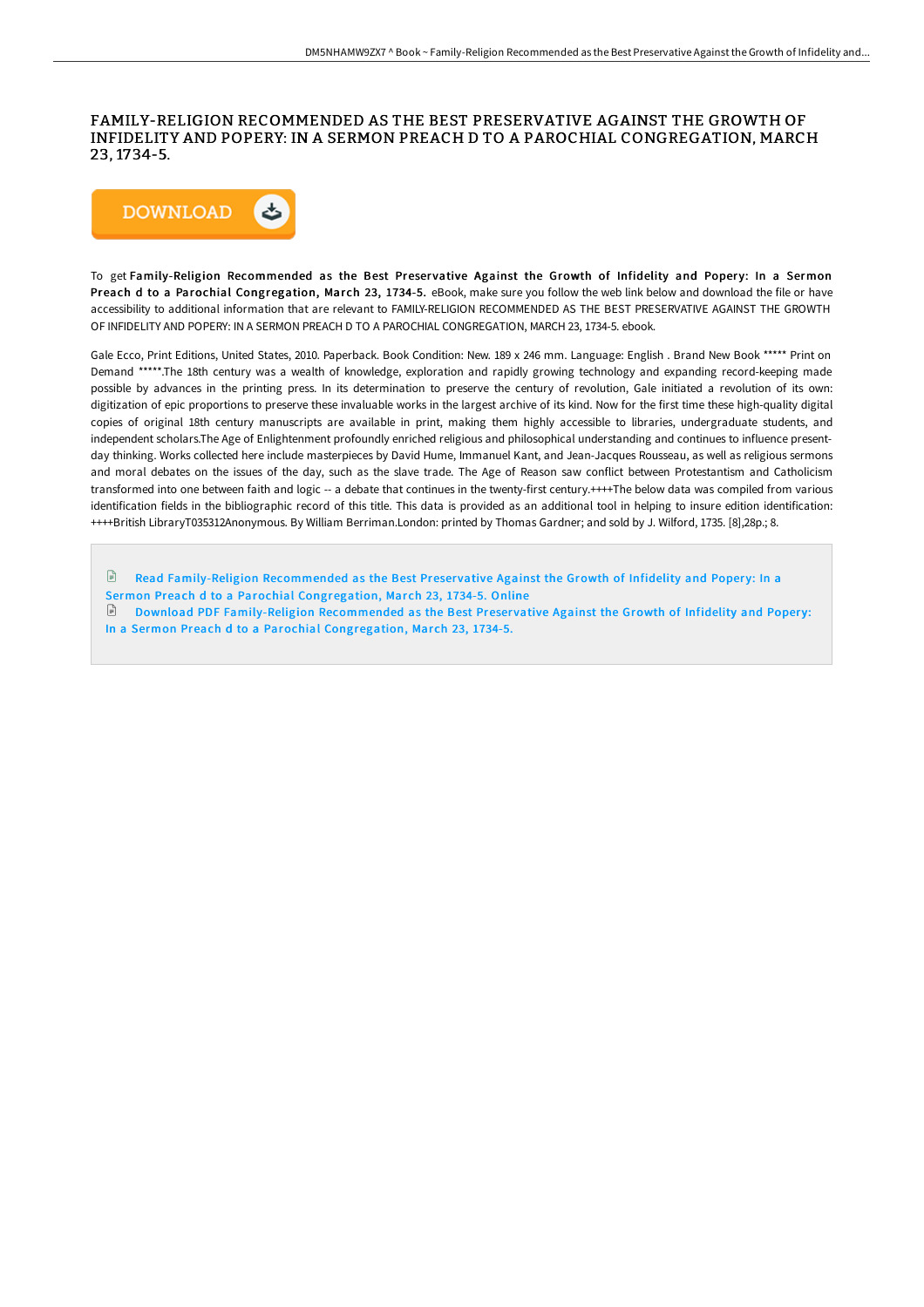# FAMILY-RELIGION RECOMMENDED AS THE BEST PRESERVATIVE AGAINST THE GROWTH OF INFIDELITY AND POPERY: IN A SERMON PREACH D TO A PAROCHIAL CONGREGATION, MARCH 23, 1734-5.

DOWNLOAD

To get **Family-Religion Recommended as the Best Preservative Against the Growth of Infidelity and Popery: In a Sermon Preach d to a Parochial Congregation, March 23, 1734-5.** eBook, make sure you follow the web link below and download the file or have accessibility to additional information that are relevant to FAMILY-RELIGION RECOMMENDED AS THE BEST PRESERVATIVE AGAINST THE GROWTH OF INFIDELITY AND POPERY: IN A SERMON PREACH D TO A PAROCHIAL CONGREGATION, MARCH 23, 1734-5. ebook.

Gale Ecco, Print Editions, United States, 2010. Paperback. Book Condition: New. 189 x 246 mm. Language: English . Brand New Book ***** Print on Demand *****.The 18th century was a wealth of knowledge, exploration and rapidly growing technology and expanding record-keeping made possible by advances in the printing press. In its determination to preserve the century of revolution, Gale initiated a revolution of its own: digitization of epic proportions to preserve these invaluable works in the largest archive of its kind. Now for the first time these high-quality digital copies of original 18th century manuscripts are available in print, making them highly accessible to libraries, undergraduate students, and independent scholars.The Age of Enlightenment profoundly enriched religious and philosophical understanding and continues to influence present-day thinking. Works collected here include masterpieces by David Hume, Immanuel Kant, and Jean-Jacques Rousseau, as well as religious sermons and moral debates on the issues of the day, such as the slave trade. The Age of Reason saw conflict between Protestantism and Catholicism transformed into one between faith and logic -- a debate that continues in the twenty-first century.++++The below data was compiled from various identification fields in the bibliographic record of this title. This data is provided as an additional tool in helping to insure edition identification: ++++British LibraryT035312Anonymous. By William Berriman.London: printed by Thomas Gardner; and sold by J. Wilford, 1735. [8],28p.; 8.

Read Family-Religion Recommended as the Best Preservative Against the Growth of Infidelity and Popery: In a Sermon Preach d to a Parochial Congregation, March 23, 1734-5. Online

Download PDF Family-Religion Recommended as the Best Preservative Against the Growth of Infidelity and Popery: In a Sermon Preach d to a Parochial Congregation, March 23, 1734-5.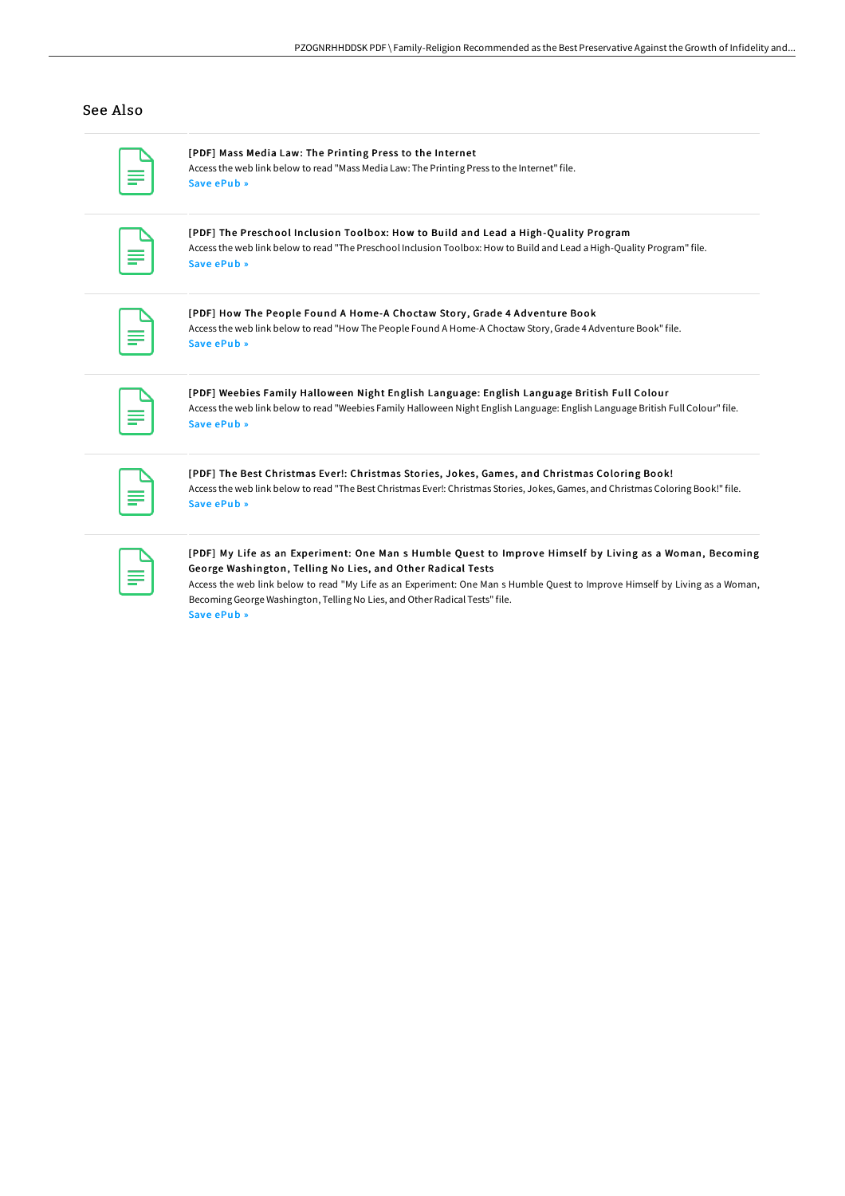## See Also

**[PDF] Mass Media Law: The Printing Press to the Internet**
Access the web link below to read "Mass Media Law: The Printing Press to the Internet" file.
Save ePub »

**[PDF] The Preschool Inclusion Toolbox: How to Build and Lead a High-Quality Program**
Access the web link below to read "The Preschool Inclusion Toolbox: How to Build and Lead a High-Quality Program" file.
Save ePub »

**[PDF] How The People Found A Home-A Choctaw Story, Grade 4 Adventure Book**
Access the web link below to read "How The People Found A Home-A Choctaw Story, Grade 4 Adventure Book" file.
Save ePub »

**[PDF] Weebies Family Halloween Night English Language: English Language British Full Colour**
Access the web link below to read "Weebies Family Halloween Night English Language: English Language British Full Colour" file.
Save ePub »

**[PDF] The Best Christmas Ever!: Christmas Stories, Jokes, Games, and Christmas Coloring Book!**
Access the web link below to read "The Best Christmas Ever!: Christmas Stories, Jokes, Games, and Christmas Coloring Book!" file.
Save ePub »

**[PDF] My Life as an Experiment: One Man s Humble Quest to Improve Himself by Living as a Woman, Becoming George Washington, Telling No Lies, and Other Radical Tests**
Access the web link below to read "My Life as an Experiment: One Man s Humble Quest to Improve Himself by Living as a Woman, Becoming George Washington, Telling No Lies, and Other Radical Tests" file.
Save ePub »